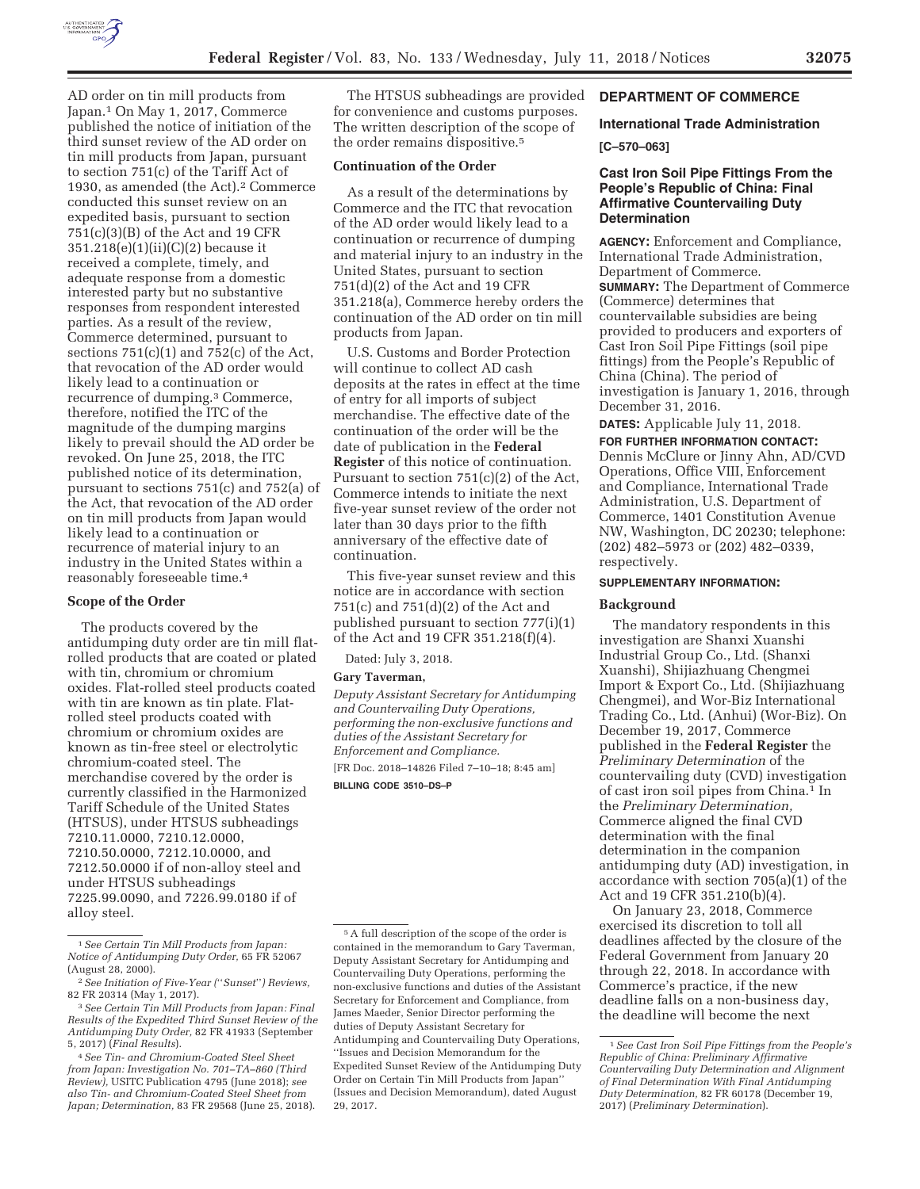AD order on tin mill products from Japan.[1] On May 1, 2017, Commerce published the notice of initiation of the third sunset review of the AD order on tin mill products from Japan, pursuant to section 751(c) of the Tariff Act of 1930, as amended (the Act).[2] Commerce conducted this sunset review on an expedited basis, pursuant to section 751(c)(3)(B) of the Act and 19 CFR 351.218(e)(1)(ii)(C)(2) because it received a complete, timely, and adequate response from a domestic interested party but no substantive responses from respondent interested parties. As a result of the review, Commerce determined, pursuant to sections 751(c)(1) and 752(c) of the Act, that revocation of the AD order would likely lead to a continuation or recurrence of dumping.[3] Commerce, therefore, notified the ITC of the magnitude of the dumping margins likely to prevail should the AD order be revoked. On June 25, 2018, the ITC published notice of its determination, pursuant to sections 751(c) and 752(a) of the Act, that revocation of the AD order on tin mill products from Japan would likely lead to a continuation or recurrence of material injury to an industry in the United States within a reasonably foreseeable time.[4]

**Scope of the Order**

The products covered by the antidumping duty order are tin mill flat-rolled products that are coated or plated with tin, chromium or chromium oxides. Flat-rolled steel products coated with tin are known as tin plate. Flat-rolled steel products coated with chromium or chromium oxides are known as tin-free steel or electrolytic chromium-coated steel. The merchandise covered by the order is currently classified in the Harmonized Tariff Schedule of the United States (HTSUS), under HTSUS subheadings 7210.11.0000, 7210.12.0000, 7210.50.0000, 7212.10.0000, and 7212.50.0000 if of non-alloy steel and under HTSUS subheadings 7225.99.0090, and 7226.99.0180 if of alloy steel.

The HTSUS subheadings are provided for convenience and customs purposes. The written description of the scope of the order remains dispositive.[5]

**Continuation of the Order**

As a result of the determinations by Commerce and the ITC that revocation of the AD order would likely lead to a continuation or recurrence of dumping and material injury to an industry in the United States, pursuant to section 751(d)(2) of the Act and 19 CFR 351.218(a), Commerce hereby orders the continuation of the AD order on tin mill products from Japan.

U.S. Customs and Border Protection will continue to collect AD cash deposits at the rates in effect at the time of entry for all imports of subject merchandise. The effective date of the continuation of the order will be the date of publication in the **Federal Register** of this notice of continuation. Pursuant to section 751(c)(2) of the Act, Commerce intends to initiate the next five-year sunset review of the order not later than 30 days prior to the fifth anniversary of the effective date of continuation.

This five-year sunset review and this notice are in accordance with section 751(c) and 751(d)(2) of the Act and published pursuant to section 777(i)(1) of the Act and 19 CFR 351.218(f)(4).

Dated: July 3, 2018.

**Gary Taverman,**

*Deputy Assistant Secretary for Antidumping and Countervailing Duty Operations, performing the non-exclusive functions and duties of the Assistant Secretary for Enforcement and Compliance.*

[FR Doc. 2018–14826 Filed 7–10–18; 8:45 am]

**BILLING CODE 3510–DS–P**

[1] *See Certain Tin Mill Products from Japan: Notice of Antidumping Duty Order,* 65 FR 52067 (August 28, 2000).

[2] *See Initiation of Five-Year (''Sunset'') Reviews,* 82 FR 20314 (May 1, 2017).

[3] *See Certain Tin Mill Products from Japan: Final Results of the Expedited Third Sunset Review of the Antidumping Duty Order,* 82 FR 41933 (September 5, 2017) (*Final Results*).

[4] *See Tin- and Chromium-Coated Steel Sheet from Japan: Investigation No. 701–TA–860 (Third Review),* USITC Publication 4795 (June 2018); *see also Tin- and Chromium-Coated Steel Sheet from Japan; Determination,* 83 FR 29568 (June 25, 2018).

[5] A full description of the scope of the order is contained in the memorandum to Gary Taverman, Deputy Assistant Secretary for Antidumping and Countervailing Duty Operations, performing the non-exclusive functions and duties of the Assistant Secretary for Enforcement and Compliance, from James Maeder, Senior Director performing the duties of Deputy Assistant Secretary for Antidumping and Countervailing Duty Operations, ''Issues and Decision Memorandum for the Expedited Sunset Review of the Antidumping Duty Order on Certain Tin Mill Products from Japan'' (Issues and Decision Memorandum), dated August 29, 2017.

## DEPARTMENT OF COMMERCE

### International Trade Administration

**[C–570–063]**

### Cast Iron Soil Pipe Fittings From the People's Republic of China: Final Affirmative Countervailing Duty Determination

**AGENCY:** Enforcement and Compliance, International Trade Administration, Department of Commerce.

**SUMMARY:** The Department of Commerce (Commerce) determines that countervailable subsidies are being provided to producers and exporters of Cast Iron Soil Pipe Fittings (soil pipe fittings) from the People's Republic of China (China). The period of investigation is January 1, 2016, through December 31, 2016.

**DATES:** Applicable July 11, 2018.

**FOR FURTHER INFORMATION CONTACT:** Dennis McClure or Jinny Ahn, AD/CVD Operations, Office VIII, Enforcement and Compliance, International Trade Administration, U.S. Department of Commerce, 1401 Constitution Avenue NW, Washington, DC 20230; telephone: (202) 482–5973 or (202) 482–0339, respectively.

**SUPPLEMENTARY INFORMATION:**

**Background**

The mandatory respondents in this investigation are Shanxi Xuanshi Industrial Group Co., Ltd. (Shanxi Xuanshi), Shijiazhuang Chengmei Import & Export Co., Ltd. (Shijiazhuang Chengmei), and Wor-Biz International Trading Co., Ltd. (Anhui) (Wor-Biz). On December 19, 2017, Commerce published in the **Federal Register** the *Preliminary Determination* of the countervailing duty (CVD) investigation of cast iron soil pipes from China.[1] In the *Preliminary Determination,* Commerce aligned the final CVD determination with the final determination in the companion antidumping duty (AD) investigation, in accordance with section 705(a)(1) of the Act and 19 CFR 351.210(b)(4).

On January 23, 2018, Commerce exercised its discretion to toll all deadlines affected by the closure of the Federal Government from January 20 through 22, 2018. In accordance with Commerce's practice, if the new deadline falls on a non-business day, the deadline will become the next

[1] *See Cast Iron Soil Pipe Fittings from the People's Republic of China: Preliminary Affirmative Countervailing Duty Determination and Alignment of Final Determination With Final Antidumping Duty Determination,* 82 FR 60178 (December 19, 2017) (*Preliminary Determination*).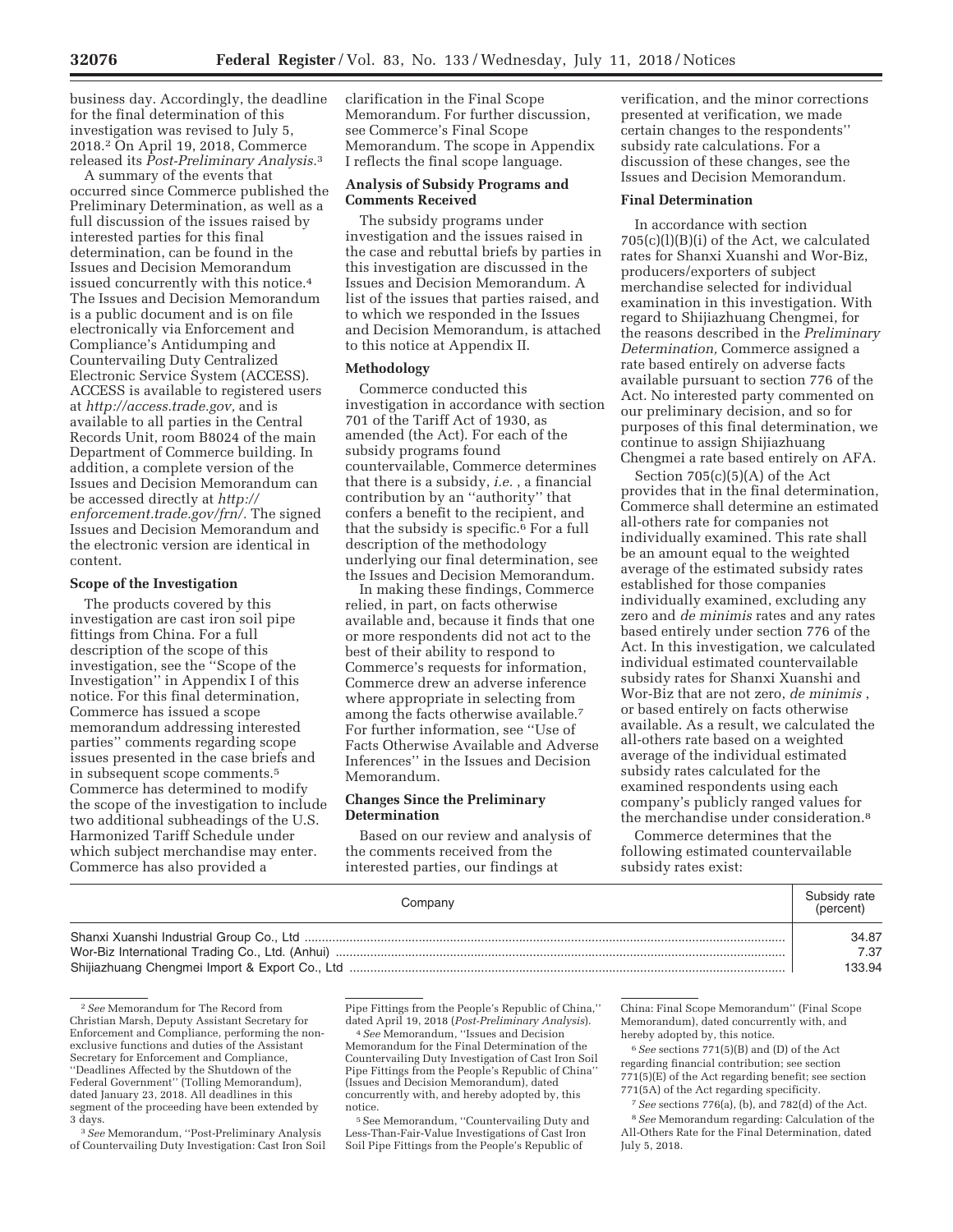business day. Accordingly, the deadline for the final determination of this investigation was revised to July 5, 2018.[2] On April 19, 2018, Commerce released its *Post-Preliminary Analysis*.[3]

A summary of the events that occurred since Commerce published the Preliminary Determination, as well as a full discussion of the issues raised by interested parties for this final determination, can be found in the Issues and Decision Memorandum issued concurrently with this notice.[4] The Issues and Decision Memorandum is a public document and is on file electronically via Enforcement and Compliance's Antidumping and Countervailing Duty Centralized Electronic Service System (ACCESS). ACCESS is available to registered users at *http://access.trade.gov,* and is available to all parties in the Central Records Unit, room B8024 of the main Department of Commerce building. In addition, a complete version of the Issues and Decision Memorandum can be accessed directly at *http://enforcement.trade.gov/frn/.* The signed Issues and Decision Memorandum and the electronic version are identical in content.

### Scope of the Investigation

The products covered by this investigation are cast iron soil pipe fittings from China. For a full description of the scope of this investigation, see the "Scope of the Investigation" in Appendix I of this notice. For this final determination, Commerce has issued a scope memorandum addressing interested parties'' comments regarding scope issues presented in the case briefs and in subsequent scope comments.[5] Commerce has determined to modify the scope of the investigation to include two additional subheadings of the U.S. Harmonized Tariff Schedule under which subject merchandise may enter. Commerce has also provided a clarification in the Final Scope Memorandum. For further discussion, see Commerce's Final Scope Memorandum. The scope in Appendix I reflects the final scope language.

### Analysis of Subsidy Programs and Comments Received

The subsidy programs under investigation and the issues raised in the case and rebuttal briefs by parties in this investigation are discussed in the Issues and Decision Memorandum. A list of the issues that parties raised, and to which we responded in the Issues and Decision Memorandum, is attached to this notice at Appendix II.

### Methodology

Commerce conducted this investigation in accordance with section 701 of the Tariff Act of 1930, as amended (the Act). For each of the subsidy programs found countervailable, Commerce determines that there is a subsidy, *i.e.* , a financial contribution by an "authority" that confers a benefit to the recipient, and that the subsidy is specific.[6] For a full description of the methodology underlying our final determination, see the Issues and Decision Memorandum.

In making these findings, Commerce relied, in part, on facts otherwise available and, because it finds that one or more respondents did not act to the best of their ability to respond to Commerce's requests for information, Commerce drew an adverse inference where appropriate in selecting from among the facts otherwise available.[7] For further information, see "Use of Facts Otherwise Available and Adverse Inferences" in the Issues and Decision Memorandum.

### Changes Since the Preliminary Determination

Based on our review and analysis of the comments received from the interested parties, our findings at verification, and the minor corrections presented at verification, we made certain changes to the respondents'' subsidy rate calculations. For a discussion of these changes, see the Issues and Decision Memorandum.

### Final Determination

In accordance with section 705(c)(l)(B)(i) of the Act, we calculated rates for Shanxi Xuanshi and Wor-Biz, producers/exporters of subject merchandise selected for individual examination in this investigation. With regard to Shijiazhuang Chengmei, for the reasons described in the *Preliminary Determination,* Commerce assigned a rate based entirely on adverse facts available pursuant to section 776 of the Act. No interested party commented on our preliminary decision, and so for purposes of this final determination, we continue to assign Shijiazhuang Chengmei a rate based entirely on AFA.

Section 705(c)(5)(A) of the Act provides that in the final determination, Commerce shall determine an estimated all-others rate for companies not individually examined. This rate shall be an amount equal to the weighted average of the estimated subsidy rates established for those companies individually examined, excluding any zero and *de minimis* rates and any rates based entirely under section 776 of the Act. In this investigation, we calculated individual estimated countervailable subsidy rates for Shanxi Xuanshi and Wor-Biz that are not zero, *de minimis* , or based entirely on facts otherwise available. As a result, we calculated the all-others rate based on a weighted average of the individual estimated subsidy rates calculated for the examined respondents using each company's publicly ranged values for the merchandise under consideration.[8]

Commerce determines that the following estimated countervailable subsidy rates exist:

| Company | Subsidy rate (percent) |
|---|---|
| Shanxi Xuanshi Industrial Group Co., Ltd | 34.87 |
| Wor-Biz International Trading Co., Ltd. (Anhui) | 7.37 |
| Shijiazhuang Chengmei Import & Export Co., Ltd | 133.94 |

---

[2] *See* Memorandum for The Record from Christian Marsh, Deputy Assistant Secretary for Enforcement and Compliance, performing the non-exclusive functions and duties of the Assistant Secretary for Enforcement and Compliance, "Deadlines Affected by the Shutdown of the Federal Government" (Tolling Memorandum), dated January 23, 2018. All deadlines in this segment of the proceeding have been extended by 3 days.

[3] *See* Memorandum, "Post-Preliminary Analysis of Countervailing Duty Investigation: Cast Iron Soil Pipe Fittings from the People's Republic of China," dated April 19, 2018 (*Post-Preliminary Analysis*).

[4] *See* Memorandum, "Issues and Decision Memorandum for the Final Determination of the Countervailing Duty Investigation of Cast Iron Soil Pipe Fittings from the People's Republic of China" (Issues and Decision Memorandum), dated concurrently with, and hereby adopted by, this notice.

[5] See Memorandum, "Countervailing Duty and Less-Than-Fair-Value Investigations of Cast Iron Soil Pipe Fittings from the People's Republic of China: Final Scope Memorandum" (Final Scope Memorandum), dated concurrently with, and hereby adopted by, this notice.

[6] *See* sections 771(5)(B) and (D) of the Act regarding financial contribution; see section 771(5)(E) of the Act regarding benefit; see section 771(5A) of the Act regarding specificity.

[7] *See* sections 776(a), (b), and 782(d) of the Act.

[8] *See* Memorandum regarding: Calculation of the All-Others Rate for the Final Determination, dated July 5, 2018.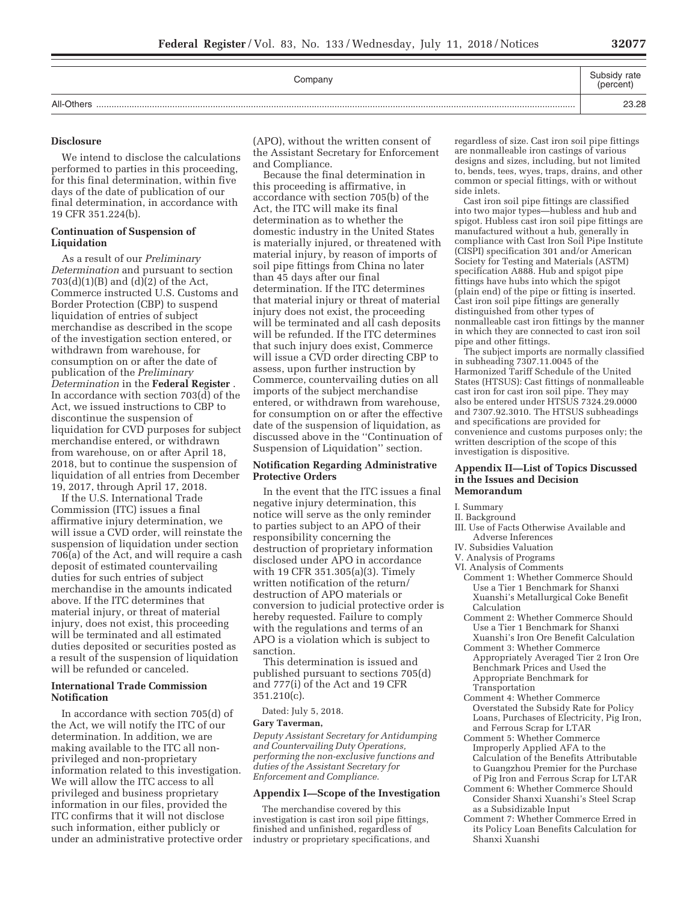| Company | Subsidy rate (percent) |
| --- | --- |
| All-Others | 23.28 |

## Disclosure

We intend to disclose the calculations performed to parties in this proceeding, for this final determination, within five days of the date of publication of our final determination, in accordance with 19 CFR 351.224(b).

## Continuation of Suspension of Liquidation

As a result of our *Preliminary Determination* and pursuant to section 703(d)(1)(B) and (d)(2) of the Act, Commerce instructed U.S. Customs and Border Protection (CBP) to suspend liquidation of entries of subject merchandise as described in the scope of the investigation section entered, or withdrawn from warehouse, for consumption on or after the date of publication of the *Preliminary Determination* in the **Federal Register** . In accordance with section 703(d) of the Act, we issued instructions to CBP to discontinue the suspension of liquidation for CVD purposes for subject merchandise entered, or withdrawn from warehouse, on or after April 18, 2018, but to continue the suspension of liquidation of all entries from December 19, 2017, through April 17, 2018.

If the U.S. International Trade Commission (ITC) issues a final affirmative injury determination, we will issue a CVD order, will reinstate the suspension of liquidation under section 706(a) of the Act, and will require a cash deposit of estimated countervailing duties for such entries of subject merchandise in the amounts indicated above. If the ITC determines that material injury, or threat of material injury, does not exist, this proceeding will be terminated and all estimated duties deposited or securities posted as a result of the suspension of liquidation will be refunded or canceled.

## International Trade Commission Notification

In accordance with section 705(d) of the Act, we will notify the ITC of our determination. In addition, we are making available to the ITC all non-privileged and non-proprietary information related to this investigation. We will allow the ITC access to all privileged and business proprietary information in our files, provided the ITC confirms that it will not disclose such information, either publicly or under an administrative protective order (APO), without the written consent of the Assistant Secretary for Enforcement and Compliance.

Because the final determination in this proceeding is affirmative, in accordance with section 705(b) of the Act, the ITC will make its final determination as to whether the domestic industry in the United States is materially injured, or threatened with material injury, by reason of imports of soil pipe fittings from China no later than 45 days after our final determination. If the ITC determines that material injury or threat of material injury does not exist, the proceeding will be terminated and all cash deposits will be refunded. If the ITC determines that such injury does exist, Commerce will issue a CVD order directing CBP to assess, upon further instruction by Commerce, countervailing duties on all imports of the subject merchandise entered, or withdrawn from warehouse, for consumption on or after the effective date of the suspension of liquidation, as discussed above in the ''Continuation of Suspension of Liquidation'' section.

## Notification Regarding Administrative Protective Orders

In the event that the ITC issues a final negative injury determination, this notice will serve as the only reminder to parties subject to an APO of their responsibility concerning the destruction of proprietary information disclosed under APO in accordance with 19 CFR 351.305(a)(3). Timely written notification of the return/destruction of APO materials or conversion to judicial protective order is hereby requested. Failure to comply with the regulations and terms of an APO is a violation which is subject to sanction.

This determination is issued and published pursuant to sections 705(d) and 777(i) of the Act and 19 CFR 351.210(c).

Dated: July 5, 2018.

**Gary Taverman,**

*Deputy Assistant Secretary for Antidumping and Countervailing Duty Operations, performing the non-exclusive functions and duties of the Assistant Secretary for Enforcement and Compliance.*

## Appendix I—Scope of the Investigation

The merchandise covered by this investigation is cast iron soil pipe fittings, finished and unfinished, regardless of industry or proprietary specifications, and regardless of size. Cast iron soil pipe fittings are nonmalleable iron castings of various designs and sizes, including, but not limited to, bends, tees, wyes, traps, drains, and other common or special fittings, with or without side inlets.

Cast iron soil pipe fittings are classified into two major types—hubless and hub and spigot. Hubless cast iron soil pipe fittings are manufactured without a hub, generally in compliance with Cast Iron Soil Pipe Institute (CISPI) specification 301 and/or American Society for Testing and Materials (ASTM) specification A888. Hub and spigot pipe fittings have hubs into which the spigot (plain end) of the pipe or fitting is inserted. Cast iron soil pipe fittings are generally distinguished from other types of nonmalleable cast iron fittings by the manner in which they are connected to cast iron soil pipe and other fittings.

The subject imports are normally classified in subheading 7307.11.0045 of the Harmonized Tariff Schedule of the United States (HTSUS): Cast fittings of nonmalleable cast iron for cast iron soil pipe. They may also be entered under HTSUS 7324.29.0000 and 7307.92.3010. The HTSUS subheadings and specifications are provided for convenience and customs purposes only; the written description of the scope of this investigation is dispositive.

## Appendix II—List of Topics Discussed in the Issues and Decision Memorandum

I. Summary
II. Background
III. Use of Facts Otherwise Available and Adverse Inferences
IV. Subsidies Valuation
V. Analysis of Programs
VI. Analysis of Comments
  Comment 1: Whether Commerce Should Use a Tier 1 Benchmark for Shanxi Xuanshi's Metallurgical Coke Benefit Calculation
  Comment 2: Whether Commerce Should Use a Tier 1 Benchmark for Shanxi Xuanshi's Iron Ore Benefit Calculation
  Comment 3: Whether Commerce Appropriately Averaged Tier 2 Iron Ore Benchmark Prices and Used the Appropriate Benchmark for Transportation
  Comment 4: Whether Commerce Overstated the Subsidy Rate for Policy Loans, Purchases of Electricity, Pig Iron, and Ferrous Scrap for LTAR
  Comment 5: Whether Commerce Improperly Applied AFA to the Calculation of the Benefits Attributable to Guangzhou Premier for the Purchase of Pig Iron and Ferrous Scrap for LTAR
  Comment 6: Whether Commerce Should Consider Shanxi Xuanshi's Steel Scrap as a Subsidizable Input
  Comment 7: Whether Commerce Erred in its Policy Loan Benefits Calculation for Shanxi Xuanshi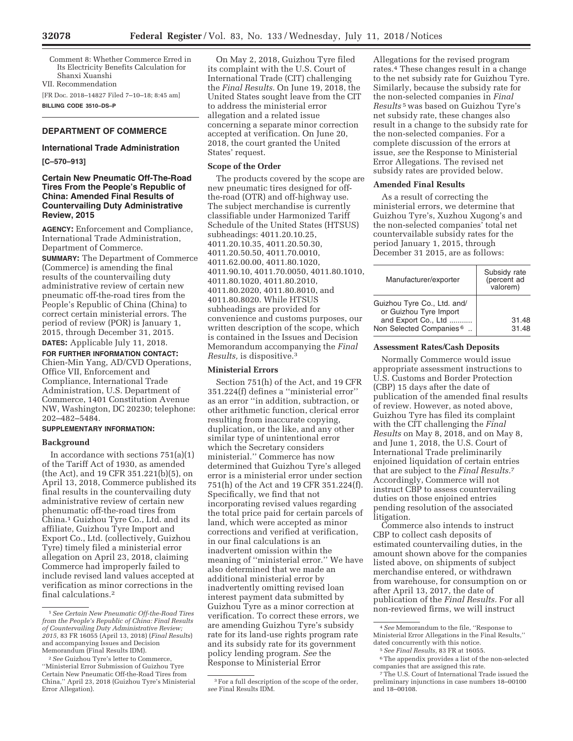Comment 8: Whether Commerce Erred in Its Electricity Benefits Calculation for Shanxi Xuanshi

VII. Recommendation

[FR Doc. 2018–14827 Filed 7–10–18; 8:45 am]

**BILLING CODE 3510–DS–P**

## DEPARTMENT OF COMMERCE

### International Trade Administration

**[C–570–913]**

### Certain New Pneumatic Off-The-Road Tires From the People's Republic of China: Amended Final Results of Countervailing Duty Administrative Review, 2015

**AGENCY:** Enforcement and Compliance, International Trade Administration, Department of Commerce.

**SUMMARY:** The Department of Commerce (Commerce) is amending the final results of the countervailing duty administrative review of certain new pneumatic off-the-road tires from the People's Republic of China (China) to correct certain ministerial errors. The period of review (POR) is January 1, 2015, through December 31, 2015.

**DATES:** Applicable July 11, 2018.

**FOR FURTHER INFORMATION CONTACT:** Chien-Min Yang, AD/CVD Operations, Office VII, Enforcement and Compliance, International Trade Administration, U.S. Department of Commerce, 1401 Constitution Avenue NW, Washington, DC 20230; telephone: 202–482–5484.

**SUPPLEMENTARY INFORMATION:**

#### Background

In accordance with sections 751(a)(1) of the Tariff Act of 1930, as amended (the Act), and 19 CFR 351.221(b)(5), on April 13, 2018, Commerce published its final results in the countervailing duty administrative review of certain new phenumatic off-the-road tires from China.[1] Guizhou Tyre Co., Ltd. and its affiliate, Guizhou Tyre Import and Export Co., Ltd. (collectively, Guizhou Tyre) timely filed a ministerial error allegation on April 23, 2018, claiming Commerce had improperly failed to include revised land values accepted at verification as minor corrections in the final calculations.[2]

On May 2, 2018, Guizhou Tyre filed its complaint with the U.S. Court of International Trade (CIT) challenging the *Final Results.* On June 19, 2018, the United States sought leave from the CIT to address the ministerial error allegation and a related issue concerning a separate minor correction accepted at verification. On June 20, 2018, the court granted the United States' request.

#### Scope of the Order

The products covered by the scope are new pneumatic tires designed for off-the-road (OTR) and off-highway use. The subject merchandise is currently classifiable under Harmonized Tariff Schedule of the United States (HTSUS) subheadings: 4011.20.10.25, 4011.20.10.35, 4011.20.50.30, 4011.20.50.50, 4011.70.0010, 4011.62.00.00, 4011.80.1020, 4011.90.10, 4011.70.0050, 4011.80.1010, 4011.80.1020, 4011.80.2010, 4011.80.2020, 4011.80.8010, and 4011.80.8020. While HTSUS subheadings are provided for convenience and customs purposes, our written description of the scope, which is contained in the Issues and Decision Memorandum accompanying the *Final Results,* is dispositive.[3]

#### Ministerial Errors

Section 751(h) of the Act, and 19 CFR 351.224(f) defines a ''ministerial error'' as an error ''in addition, subtraction, or other arithmetic function, clerical error resulting from inaccurate copying, duplication, or the like, and any other similar type of unintentional error which the Secretary considers ministerial.'' Commerce has now determined that Guizhou Tyre's alleged error is a ministerial error under section 751(h) of the Act and 19 CFR 351.224(f). Specifically, we find that not incorporating revised values regarding the total price paid for certain parcels of land, which were accepted as minor corrections and verified at verification, in our final calculations is an inadvertent omission within the meaning of ''ministerial error.'' We have also determined that we made an additional ministerial error by inadvertently omitting revised loan interest payment data submitted by Guizhou Tyre as a minor correction at verification. To correct these errors, we are amending Guizhou Tyre's subsidy rate for its land-use rights program rate and its subsidy rate for its government policy lending program. *See* the Response to Ministerial Error Allegations for the revised program rates.[4] These changes result in a change to the net subsidy rate for Guizhou Tyre. Similarly, because the subsidy rate for the non-selected companies in *Final Results*[5] was based on Guizhou Tyre's net subsidy rate, these changes also result in a change to the subsidy rate for the non-selected companies. For a complete discussion of the errors at issue, *see* the Response to Ministerial Error Allegations. The revised net subsidy rates are provided below.

#### Amended Final Results

As a result of correcting the ministerial errors, we determine that Guizhou Tyre's, Xuzhou Xugong's and the non-selected companies' total net countervailable subsidy rates for the period January 1, 2015, through December 31 2015, are as follows:

| Manufacturer/exporter | Subsidy rate (percent ad valorem) |
|---|---|
| Guizhou Tyre Co., Ltd. and/or Guizhou Tyre Import and Export Co., Ltd | 31.48 |
| Non Selected Companies[6] | 31.48 |

#### Assessment Rates/Cash Deposits

Normally Commerce would issue appropriate assessment instructions to U.S. Customs and Border Protection (CBP) 15 days after the date of publication of the amended final results of review. However, as noted above, Guizhou Tyre has filed its complaint with the CIT challenging the *Final Results* on May 8, 2018, and on May 8, and June 1, 2018, the U.S. Court of International Trade preliminarily enjoined liquidation of certain entries that are subject to the *Final Results.*[7] Accordingly, Commerce will not instruct CBP to assess countervailing duties on those enjoined entries pending resolution of the associated litigation.

Commerce also intends to instruct CBP to collect cash deposits of estimated countervailing duties, in the amount shown above for the companies listed above, on shipments of subject merchandise entered, or withdrawn from warehouse, for consumption on or after April 13, 2017, the date of publication of the *Final Results.* For all non-reviewed firms, we will instruct

---

[1] *See Certain New Pneumatic Off-the-Road Tires from the People's Republic of China: Final Results of Countervailing Duty Administrative Review; 2015,* 83 FR 16055 (April 13, 2018) (*Final Results*) and accompanying Issues and Decision Memorandum (Final Results IDM).

[2] *See* Guizhou Tyre's letter to Commerce, ''Ministerial Error Submission of Guizhou Tyre Certain New Pneumatic Off-the-Road Tires from China,'' April 23, 2018 (Guizhou Tyre's Ministerial Error Allegation).

[3] For a full description of the scope of the order, *see* Final Results IDM.

[4] *See* Memorandum to the file, ''Response to Ministerial Error Allegations in the Final Results,'' dated concurrently with this notice.

[5] *See Final Results,* 83 FR at 16055.

[6] The appendix provides a list of the non-selected companies that are assigned this rate.

[7] The U.S. Court of International Trade issued the preliminary injunctions in case numbers 18–00100 and 18–00108.